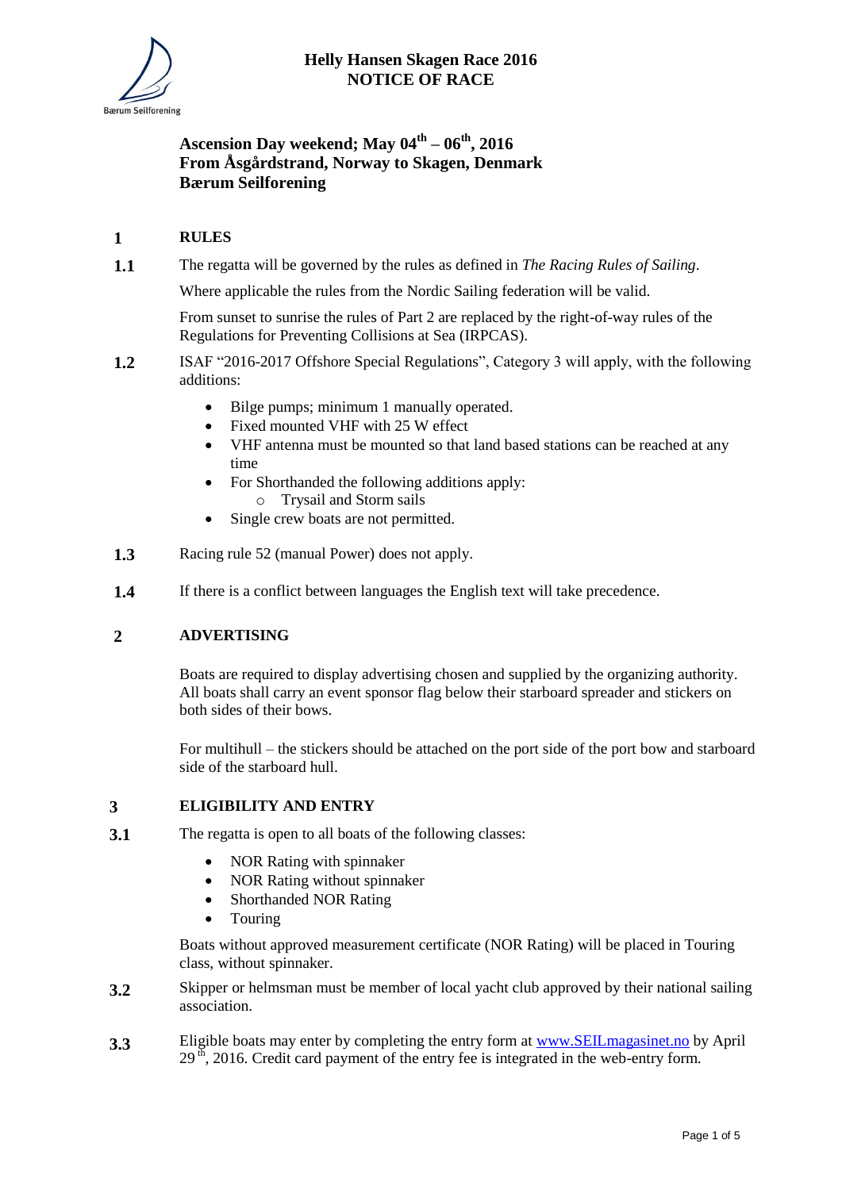Bærum Seilforening

# Helly Hansen Skagen Race 2016
# NOTICE OF RACE

**Ascension Day weekend; May 04th – 06th, 2016**
**From Åsgårdstrand, Norway to Skagen, Denmark**
**Bærum Seilforening**

## 1 RULES

**1.1** The regatta will be governed by the rules as defined in *The Racing Rules of Sailing*.

Where applicable the rules from the Nordic Sailing federation will be valid.

From sunset to sunrise the rules of Part 2 are replaced by the right-of-way rules of the Regulations for Preventing Collisions at Sea (IRPCAS).

**1.2** ISAF "2016-2017 Offshore Special Regulations", Category 3 will apply, with the following additions:

- Bilge pumps; minimum 1 manually operated.
- Fixed mounted VHF with 25 W effect
- VHF antenna must be mounted so that land based stations can be reached at any time
- For Shorthanded the following additions apply:
  - Trysail and Storm sails
- Single crew boats are not permitted.

**1.3** Racing rule 52 (manual Power) does not apply.

**1.4** If there is a conflict between languages the English text will take precedence.

## 2 ADVERTISING

Boats are required to display advertising chosen and supplied by the organizing authority. All boats shall carry an event sponsor flag below their starboard spreader and stickers on both sides of their bows.

For multihull – the stickers should be attached on the port side of the port bow and starboard side of the starboard hull.

## 3 ELIGIBILITY AND ENTRY

**3.1** The regatta is open to all boats of the following classes:

- NOR Rating with spinnaker
- NOR Rating without spinnaker
- Shorthanded NOR Rating
- Touring

Boats without approved measurement certificate (NOR Rating) will be placed in Touring class, without spinnaker.

**3.2** Skipper or helmsman must be member of local yacht club approved by their national sailing association.

**3.3** Eligible boats may enter by completing the entry form at [www.SEILmagasinet.no](http://www.SEILmagasinet.no) by April 29th, 2016. Credit card payment of the entry fee is integrated in the web-entry form.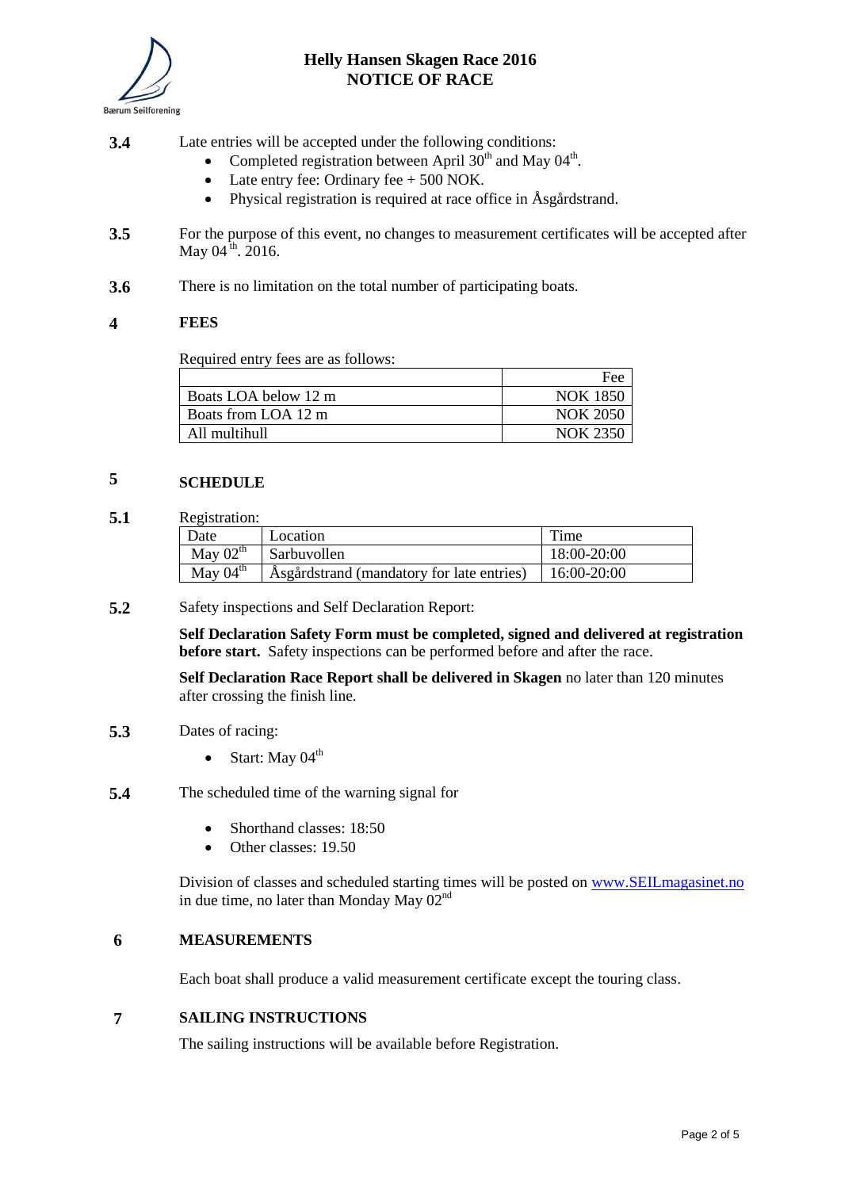**3.4** Late entries will be accepted under the following conditions:

- Completed registration between April 30th and May 04th.
- Late entry fee: Ordinary fee + 500 NOK.
- Physical registration is required at race office in Åsgårdstrand.

**3.5** For the purpose of this event, no changes to measurement certificates will be accepted after May 04 th. 2016.

**3.6** There is no limitation on the total number of participating boats.

## 4 FEES

Required entry fees are as follows:

| | Fee |
|---|---|
| Boats LOA below 12 m | NOK 1850 |
| Boats from LOA 12 m | NOK 2050 |
| All multihull | NOK 2350 |

## 5 SCHEDULE

**5.1** Registration:

| Date | Location | Time |
|---|---|---|
| May 02th | Sarbuvollen | 18:00-20:00 |
| May 04th | Åsgårdstrand (mandatory for late entries) | 16:00-20:00 |

**5.2** Safety inspections and Self Declaration Report:

**Self Declaration Safety Form must be completed, signed and delivered at registration before start.** Safety inspections can be performed before and after the race.

**Self Declaration Race Report shall be delivered in Skagen** no later than 120 minutes after crossing the finish line.

**5.3** Dates of racing:

- Start: May 04th

**5.4** The scheduled time of the warning signal for

- Shorthand classes: 18:50
- Other classes: 19.50

Division of classes and scheduled starting times will be posted on www.SEILmagasinet.no in due time, no later than Monday May 02nd

## 6 MEASUREMENTS

Each boat shall produce a valid measurement certificate except the touring class.

## 7 SAILING INSTRUCTIONS

The sailing instructions will be available before Registration.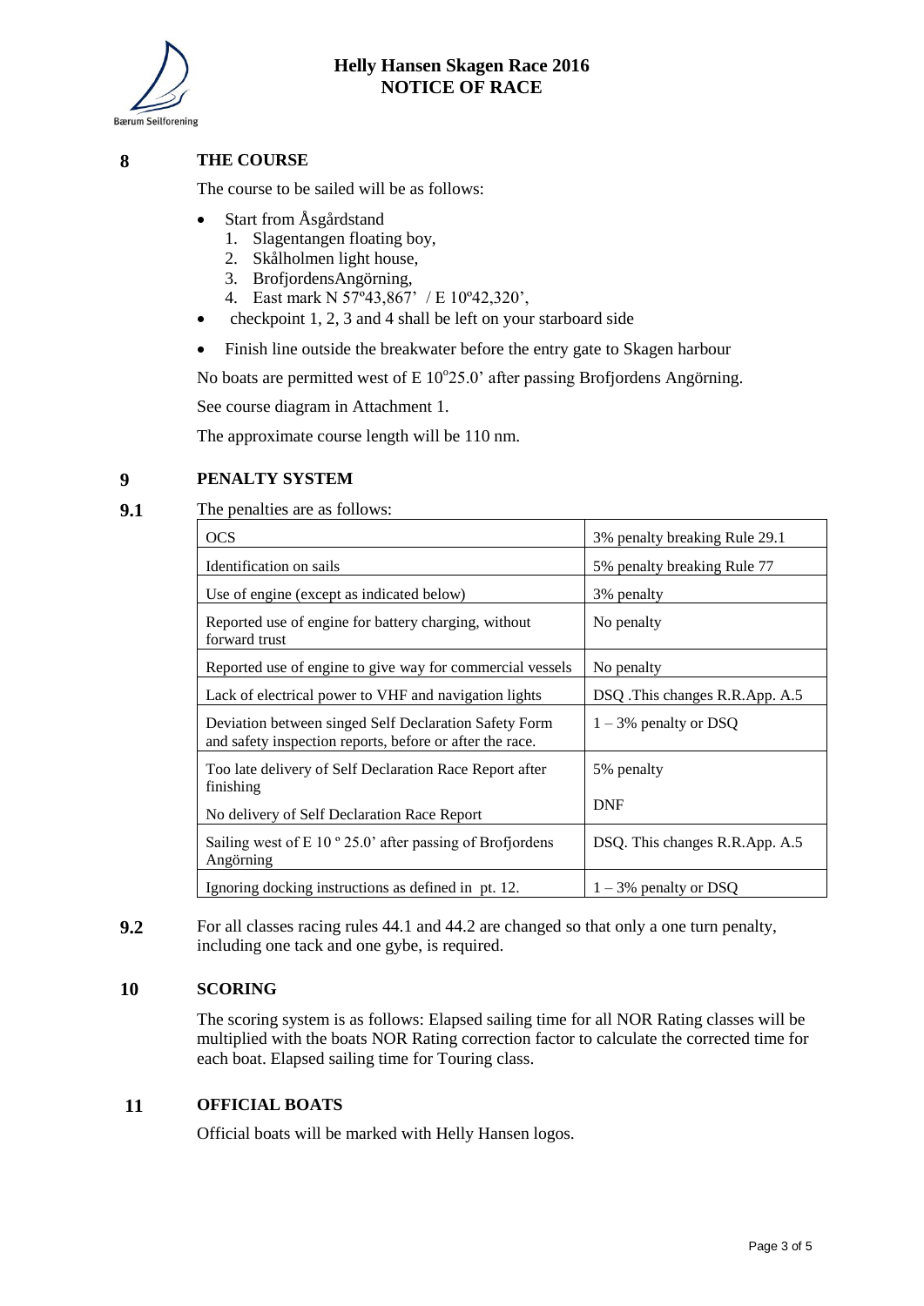## 8 THE COURSE

The course to be sailed will be as follows:

- Start from Åsgårdstand
  1. Slagentangen floating boy,
  2. Skålholmen light house,
  3. BrofjordensAngörning,
  4. East mark N 57º43,867' / E 10º42,320',
- checkpoint 1, 2, 3 and 4 shall be left on your starboard side
- Finish line outside the breakwater before the entry gate to Skagen harbour

No boats are permitted west of E 10°25.0' after passing Brofjordens Angörning.

See course diagram in Attachment 1.

The approximate course length will be 110 nm.

## 9 PENALTY SYSTEM

**9.1** The penalties are as follows:

| | |
|---|---|
| OCS | 3% penalty breaking Rule 29.1 |
| Identification on sails | 5% penalty breaking Rule 77 |
| Use of engine (except as indicated below) | 3% penalty |
| Reported use of engine for battery charging, without forward trust | No penalty |
| Reported use of engine to give way for commercial vessels | No penalty |
| Lack of electrical power to VHF and navigation lights | DSQ .This changes R.R.App. A.5 |
| Deviation between singed Self Declaration Safety Form and safety inspection reports, before or after the race. | 1 – 3% penalty or DSQ |
| Too late delivery of Self Declaration Race Report after finishing | 5% penalty |
| No delivery of Self Declaration Race Report | DNF |
| Sailing west of E 10 º 25.0' after passing of Brofjordens Angörning | DSQ. This changes R.R.App. A.5 |
| Ignoring docking instructions as defined in pt. 12. | 1 – 3% penalty or DSQ |

**9.2** For all classes racing rules 44.1 and 44.2 are changed so that only a one turn penalty, including one tack and one gybe, is required.

## 10 SCORING

The scoring system is as follows: Elapsed sailing time for all NOR Rating classes will be multiplied with the boats NOR Rating correction factor to calculate the corrected time for each boat. Elapsed sailing time for Touring class.

## 11 OFFICIAL BOATS

Official boats will be marked with Helly Hansen logos.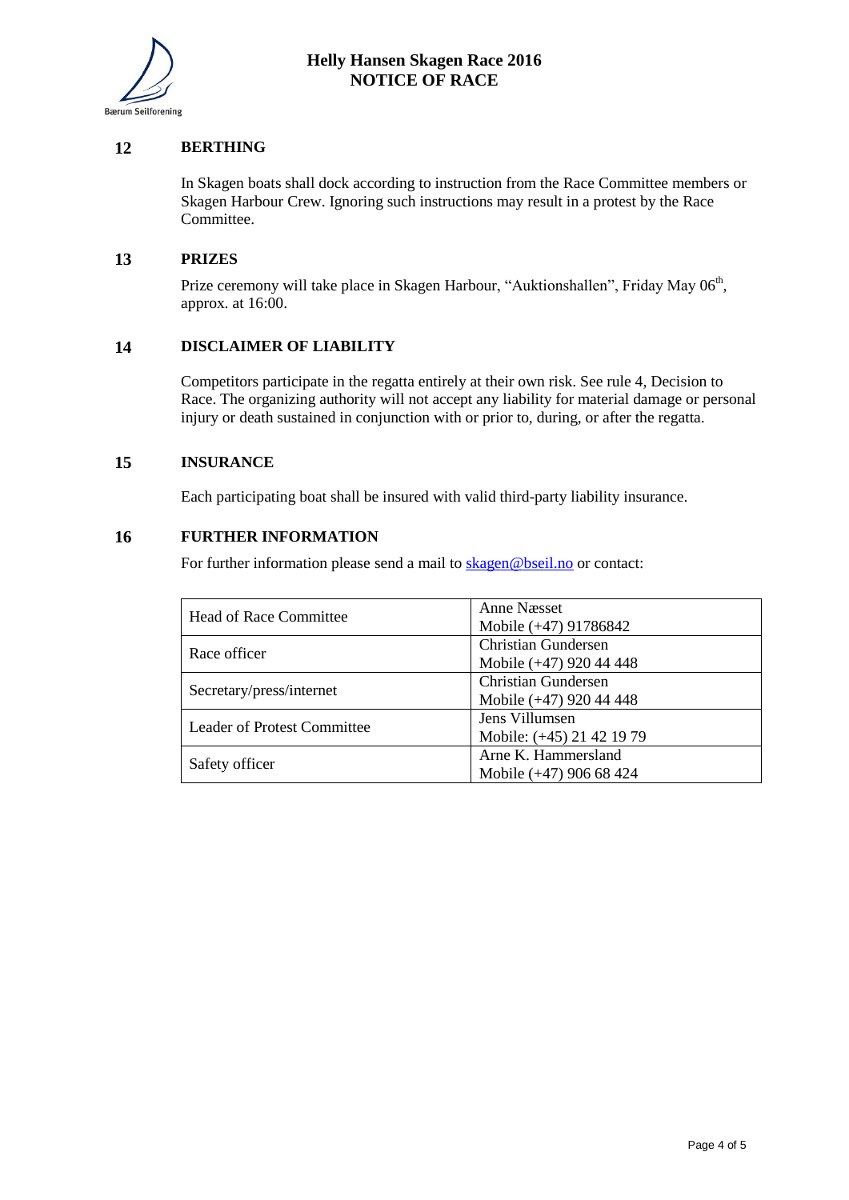## 12 BERTHING

In Skagen boats shall dock according to instruction from the Race Committee members or Skagen Harbour Crew. Ignoring such instructions may result in a protest by the Race Committee.

## 13 PRIZES

Prize ceremony will take place in Skagen Harbour, "Auktionshallen", Friday May 06th, approx. at 16:00.

## 14 DISCLAIMER OF LIABILITY

Competitors participate in the regatta entirely at their own risk. See rule 4, Decision to Race. The organizing authority will not accept any liability for material damage or personal injury or death sustained in conjunction with or prior to, during, or after the regatta.

## 15 INSURANCE

Each participating boat shall be insured with valid third-party liability insurance.

## 16 FURTHER INFORMATION

For further information please send a mail to skagen@bseil.no or contact:

| | |
|---|---|
| Head of Race Committee | Anne Næsset<br>Mobile (+47) 91786842 |
| Race officer | Christian Gundersen<br>Mobile (+47) 920 44 448 |
| Secretary/press/internet | Christian Gundersen<br>Mobile (+47) 920 44 448 |
| Leader of Protest Committee | Jens Villumsen<br>Mobile: (+45) 21 42 19 79 |
| Safety officer | Arne K. Hammersland<br>Mobile (+47) 906 68 424 |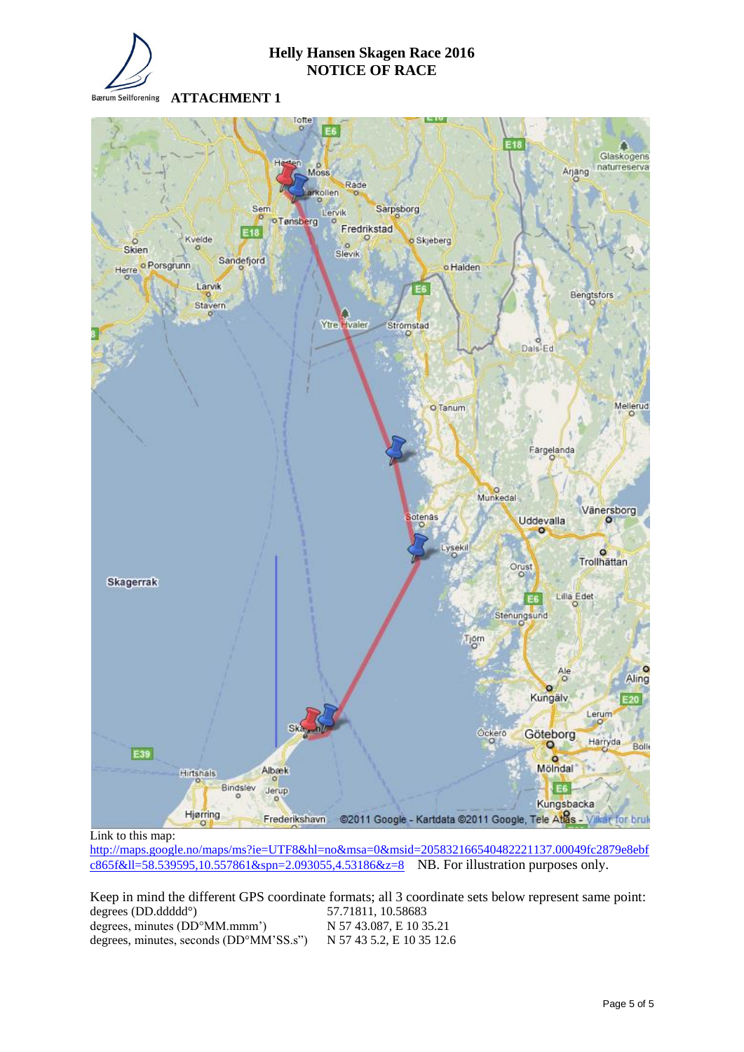# Helly Hansen Skagen Race 2016
# NOTICE OF RACE

Bærum Seilforening **ATTACHMENT 1**

Link to this map:
http://maps.google.no/maps/ms?ie=UTF8&hl=no&msa=0&msid=205832166540482221137.00049fc2879e8ebfc865f&ll=58.539595,10.557861&spn=2.093055,4.53186&z=8 NB. For illustration purposes only.

Keep in mind the different GPS coordinate formats; all 3 coordinate sets below represent same point:

| | |
|---|---|
| degrees (DD.ddddd°) | 57.71811, 10.58683 |
| degrees, minutes (DD°MM.mmm') | N 57 43.087, E 10 35.21 |
| degrees, minutes, seconds (DD°MM'SS.s") | N 57 43 5.2, E 10 35 12.6 |